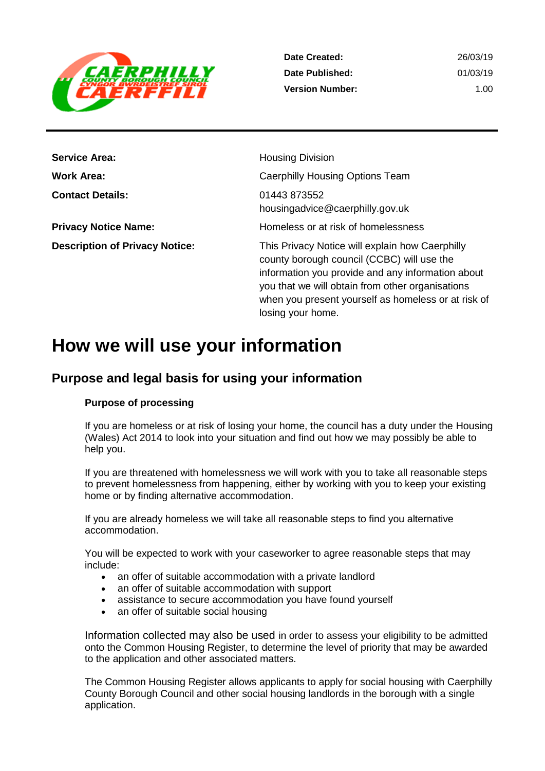| | |
|---|---|
| **Date Created:** | 26/03/19 |
| **Date Published:** | 01/03/19 |
| **Version Number:** | 1.00 |

| | |
|---|---|
| **Service Area:** | Housing Division |
| **Work Area:** | Caerphilly Housing Options Team |
| **Contact Details:** | 01443 873552<br>housingadvice@caerphilly.gov.uk |
| **Privacy Notice Name:** | Homeless or at risk of homelessness |
| **Description of Privacy Notice:** | This Privacy Notice will explain how Caerphilly county borough council (CCBC) will use the information you provide and any information about you that we will obtain from other organisations when you present yourself as homeless or at risk of losing your home. |

# How we will use your information

## Purpose and legal basis for using your information

### Purpose of processing

If you are homeless or at risk of losing your home, the council has a duty under the Housing (Wales) Act 2014 to look into your situation and find out how we may possibly be able to help you.

If you are threatened with homelessness we will work with you to take all reasonable steps to prevent homelessness from happening, either by working with you to keep your existing home or by finding alternative accommodation.

If you are already homeless we will take all reasonable steps to find you alternative accommodation.

You will be expected to work with your caseworker to agree reasonable steps that may include:

- an offer of suitable accommodation with a private landlord
- an offer of suitable accommodation with support
- assistance to secure accommodation you have found yourself
- an offer of suitable social housing

Information collected may also be used in order to assess your eligibility to be admitted onto the Common Housing Register, to determine the level of priority that may be awarded to the application and other associated matters.

The Common Housing Register allows applicants to apply for social housing with Caerphilly County Borough Council and other social housing landlords in the borough with a single application.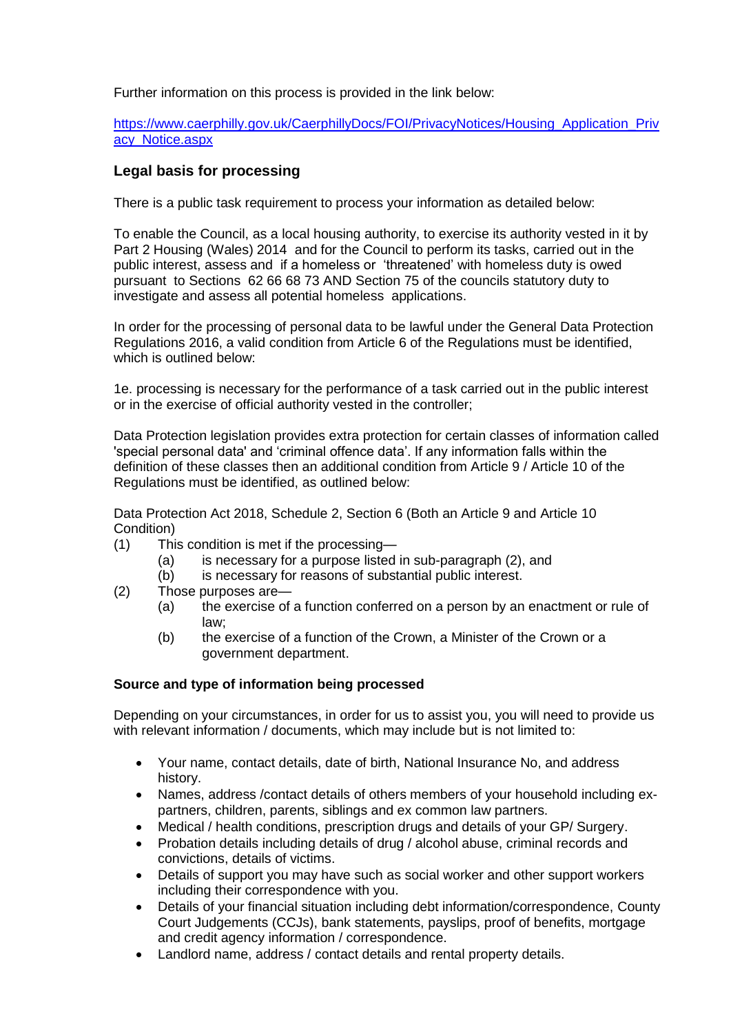Further information on this process is provided in the link below:

[https://www.caerphilly.gov.uk/CaerphillyDocs/FOI/PrivacyNotices/Housing_Application_Privacy_Notice.aspx](https://www.caerphilly.gov.uk/CaerphillyDocs/FOI/PrivacyNotices/Housing_Application_Privacy_Notice.aspx)

## Legal basis for processing

There is a public task requirement to process your information as detailed below:

To enable the Council, as a local housing authority, to exercise its authority vested in it by Part 2 Housing (Wales) 2014 and for the Council to perform its tasks, carried out in the public interest, assess and if a homeless or 'threatened' with homeless duty is owed pursuant to Sections 62 66 68 73 AND Section 75 of the councils statutory duty to investigate and assess all potential homeless applications.

In order for the processing of personal data to be lawful under the General Data Protection Regulations 2016, a valid condition from Article 6 of the Regulations must be identified, which is outlined below:

1e. processing is necessary for the performance of a task carried out in the public interest or in the exercise of official authority vested in the controller;

Data Protection legislation provides extra protection for certain classes of information called 'special personal data' and 'criminal offence data'. If any information falls within the definition of these classes then an additional condition from Article 9 / Article 10 of the Regulations must be identified, as outlined below:

Data Protection Act 2018, Schedule 2, Section 6 (Both an Article 9 and Article 10 Condition)

(1) This condition is met if the processing—
    (a) is necessary for a purpose listed in sub-paragraph (2), and
    (b) is necessary for reasons of substantial public interest.

(2) Those purposes are—
    (a) the exercise of a function conferred on a person by an enactment or rule of law;
    (b) the exercise of a function of the Crown, a Minister of the Crown or a government department.

### Source and type of information being processed

Depending on your circumstances, in order for us to assist you, you will need to provide us with relevant information / documents, which may include but is not limited to:

- Your name, contact details, date of birth, National Insurance No, and address history.
- Names, address /contact details of others members of your household including ex-partners, children, parents, siblings and ex common law partners.
- Medical / health conditions, prescription drugs and details of your GP/ Surgery.
- Probation details including details of drug / alcohol abuse, criminal records and convictions, details of victims.
- Details of support you may have such as social worker and other support workers including their correspondence with you.
- Details of your financial situation including debt information/correspondence, County Court Judgements (CCJs), bank statements, payslips, proof of benefits, mortgage and credit agency information / correspondence.
- Landlord name, address / contact details and rental property details.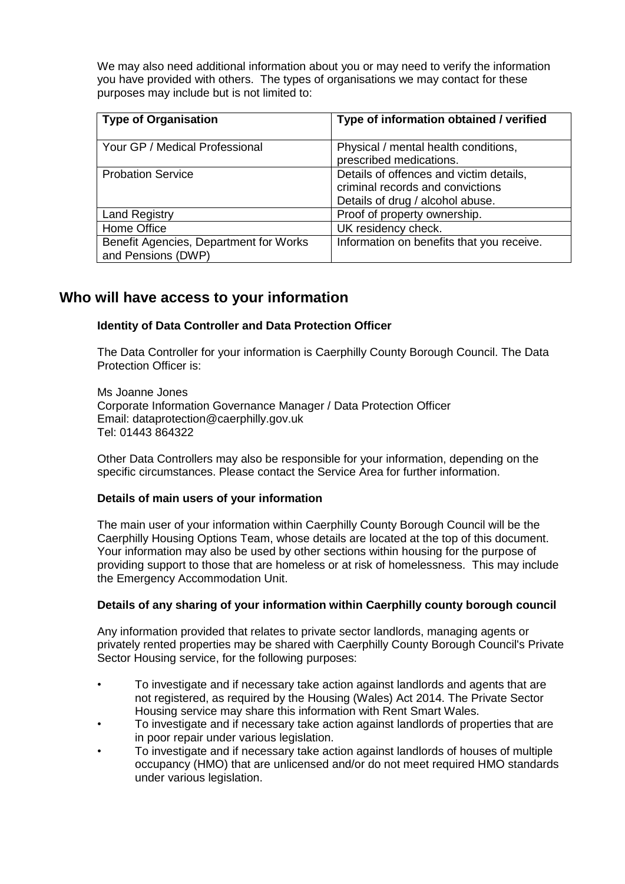We may also need additional information about you or may need to verify the information you have provided with others. The types of organisations we may contact for these purposes may include but is not limited to:

| Type of Organisation | Type of information obtained / verified |
| --- | --- |
| Your GP / Medical Professional | Physical / mental health conditions, prescribed medications. |
| Probation Service | Details of offences and victim details, criminal records and convictions Details of drug / alcohol abuse. |
| Land Registry | Proof of property ownership. |
| Home Office | UK residency check. |
| Benefit Agencies, Department for Works and Pensions (DWP) | Information on benefits that you receive. |

## Who will have access to your information

**Identity of Data Controller and Data Protection Officer**

The Data Controller for your information is Caerphilly County Borough Council. The Data Protection Officer is:

Ms Joanne Jones
Corporate Information Governance Manager / Data Protection Officer
Email: dataprotection@caerphilly.gov.uk
Tel: 01443 864322

Other Data Controllers may also be responsible for your information, depending on the specific circumstances. Please contact the Service Area for further information.

**Details of main users of your information**

The main user of your information within Caerphilly County Borough Council will be the Caerphilly Housing Options Team, whose details are located at the top of this document. Your information may also be used by other sections within housing for the purpose of providing support to those that are homeless or at risk of homelessness. This may include the Emergency Accommodation Unit.

**Details of any sharing of your information within Caerphilly county borough council**

Any information provided that relates to private sector landlords, managing agents or privately rented properties may be shared with Caerphilly County Borough Council's Private Sector Housing service, for the following purposes:

- To investigate and if necessary take action against landlords and agents that are not registered, as required by the Housing (Wales) Act 2014. The Private Sector Housing service may share this information with Rent Smart Wales.
- To investigate and if necessary take action against landlords of properties that are in poor repair under various legislation.
- To investigate and if necessary take action against landlords of houses of multiple occupancy (HMO) that are unlicensed and/or do not meet required HMO standards under various legislation.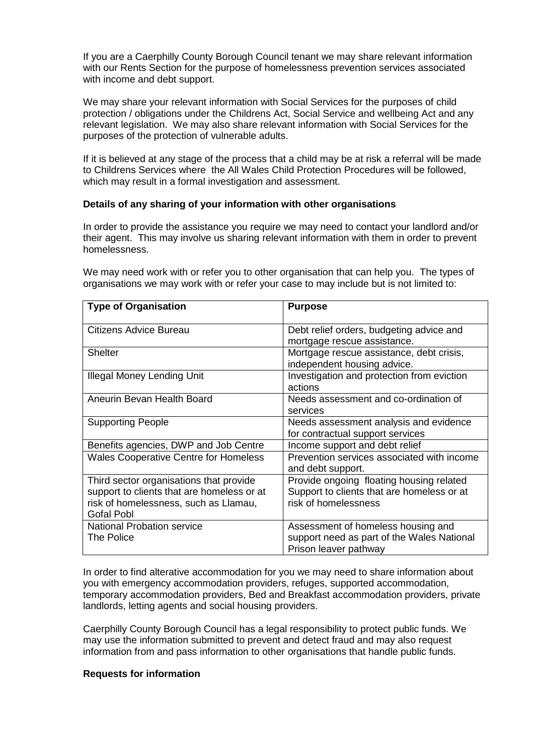If you are a Caerphilly County Borough Council tenant we may share relevant information with our Rents Section for the purpose of homelessness prevention services associated with income and debt support.

We may share your relevant information with Social Services for the purposes of child protection / obligations under the Childrens Act, Social Service and wellbeing Act and any relevant legislation. We may also share relevant information with Social Services for the purposes of the protection of vulnerable adults.

If it is believed at any stage of the process that a child may be at risk a referral will be made to Childrens Services where the All Wales Child Protection Procedures will be followed, which may result in a formal investigation and assessment.

**Details of any sharing of your information with other organisations**

In order to provide the assistance you require we may need to contact your landlord and/or their agent. This may involve us sharing relevant information with them in order to prevent homelessness.

We may need work with or refer you to other organisation that can help you. The types of organisations we may work with or refer your case to may include but is not limited to:

| **Type of Organisation** | **Purpose** |
| --- | --- |
| Citizens Advice Bureau | Debt relief orders, budgeting advice and mortgage rescue assistance. |
| Shelter | Mortgage rescue assistance, debt crisis, independent housing advice. |
| Illegal Money Lending Unit | Investigation and protection from eviction actions |
| Aneurin Bevan Health Board | Needs assessment and co-ordination of services |
| Supporting People | Needs assessment analysis and evidence for contractual support services |
| Benefits agencies, DWP and Job Centre | Income support and debt relief |
| Wales Cooperative Centre for Homeless | Prevention services associated with income and debt support. |
| Third sector organisations that provide support to clients that are homeless or at risk of homelessness, such as Llamau, Gofal Pobl | Provide ongoing floating housing related Support to clients that are homeless or at risk of homelessness |
| National Probation service<br>The Police | Assessment of homeless housing and support need as part of the Wales National Prison leaver pathway |

In order to find alterative accommodation for you we may need to share information about you with emergency accommodation providers, refuges, supported accommodation, temporary accommodation providers, Bed and Breakfast accommodation providers, private landlords, letting agents and social housing providers.

Caerphilly County Borough Council has a legal responsibility to protect public funds. We may use the information submitted to prevent and detect fraud and may also request information from and pass information to other organisations that handle public funds.

**Requests for information**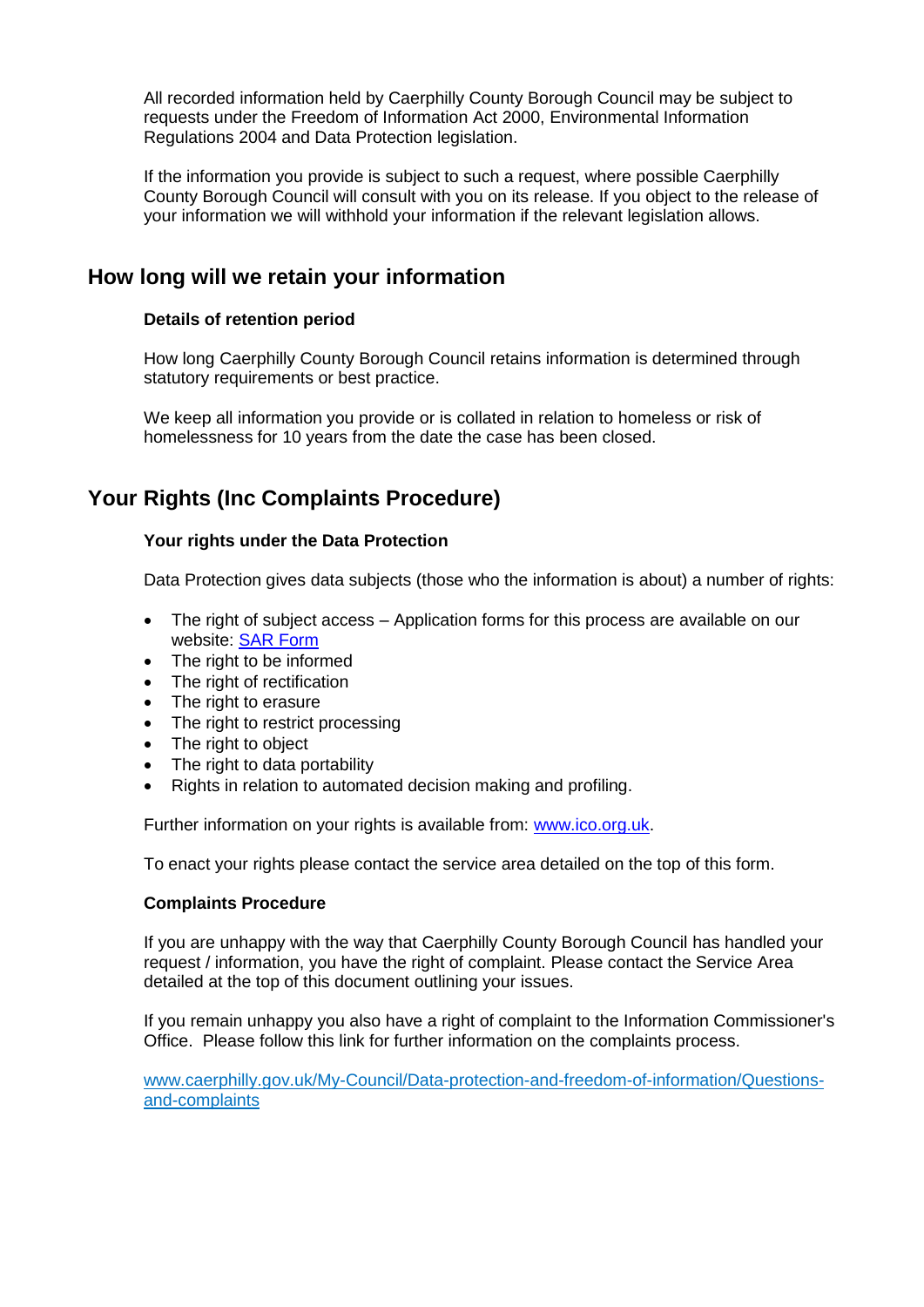All recorded information held by Caerphilly County Borough Council may be subject to requests under the Freedom of Information Act 2000, Environmental Information Regulations 2004 and Data Protection legislation.

If the information you provide is subject to such a request, where possible Caerphilly County Borough Council will consult with you on its release. If you object to the release of your information we will withhold your information if the relevant legislation allows.

## How long will we retain your information

### Details of retention period

How long Caerphilly County Borough Council retains information is determined through statutory requirements or best practice.

We keep all information you provide or is collated in relation to homeless or risk of homelessness for 10 years from the date the case has been closed.

## Your Rights (Inc Complaints Procedure)

### Your rights under the Data Protection

Data Protection gives data subjects (those who the information is about) a number of rights:

- The right of subject access – Application forms for this process are available on our website: SAR Form
- The right to be informed
- The right of rectification
- The right to erasure
- The right to restrict processing
- The right to object
- The right to data portability
- Rights in relation to automated decision making and profiling.

Further information on your rights is available from: www.ico.org.uk.

To enact your rights please contact the service area detailed on the top of this form.

### Complaints Procedure

If you are unhappy with the way that Caerphilly County Borough Council has handled your request / information, you have the right of complaint. Please contact the Service Area detailed at the top of this document outlining your issues.

If you remain unhappy you also have a right of complaint to the Information Commissioner's Office. Please follow this link for further information on the complaints process.

www.caerphilly.gov.uk/My-Council/Data-protection-and-freedom-of-information/Questions-and-complaints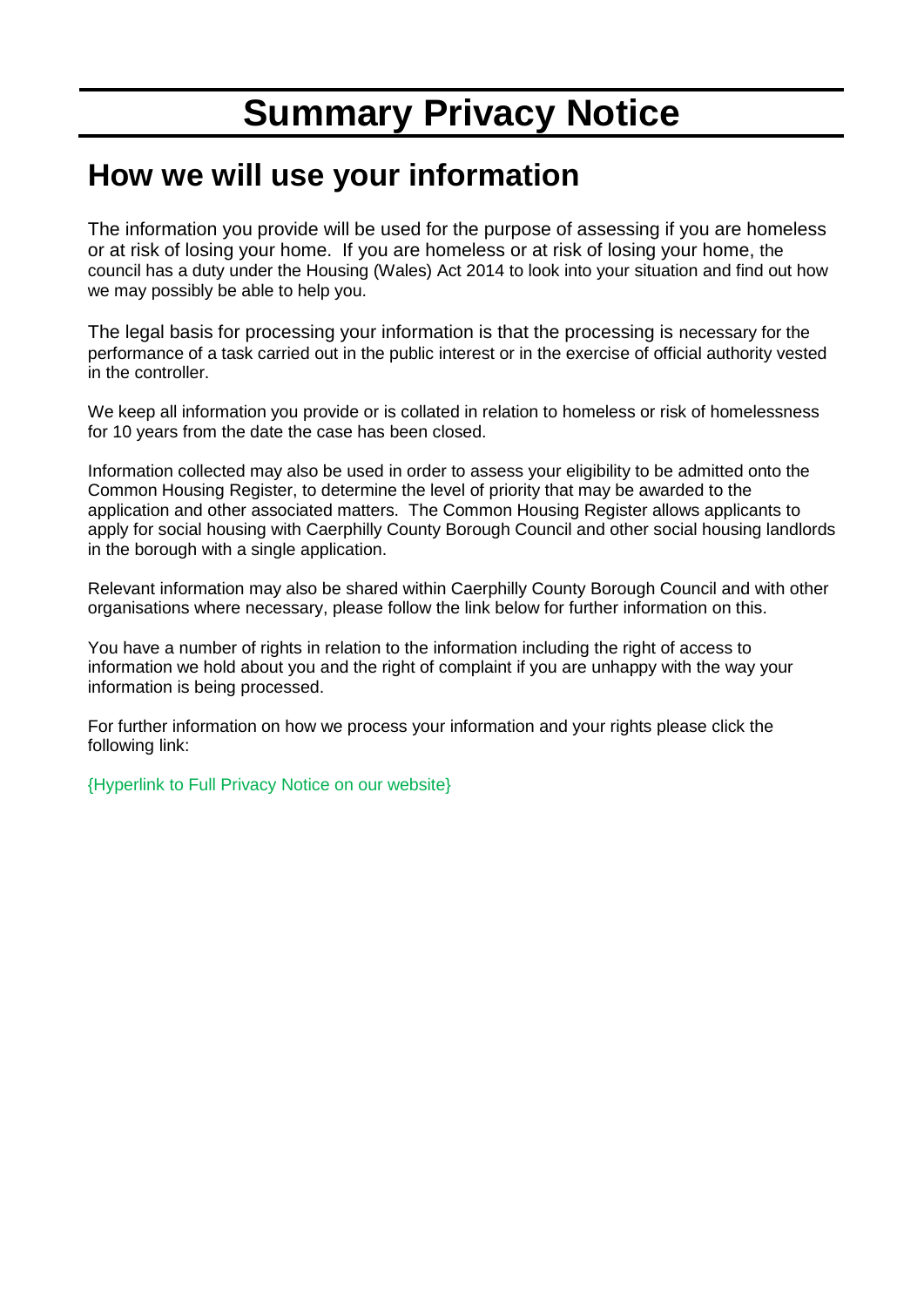# Summary Privacy Notice

## How we will use your information

The information you provide will be used for the purpose of assessing if you are homeless or at risk of losing your home. If you are homeless or at risk of losing your home, the council has a duty under the Housing (Wales) Act 2014 to look into your situation and find out how we may possibly be able to help you.

The legal basis for processing your information is that the processing is necessary for the performance of a task carried out in the public interest or in the exercise of official authority vested in the controller.

We keep all information you provide or is collated in relation to homeless or risk of homelessness for 10 years from the date the case has been closed.

Information collected may also be used in order to assess your eligibility to be admitted onto the Common Housing Register, to determine the level of priority that may be awarded to the application and other associated matters. The Common Housing Register allows applicants to apply for social housing with Caerphilly County Borough Council and other social housing landlords in the borough with a single application.

Relevant information may also be shared within Caerphilly County Borough Council and with other organisations where necessary, please follow the link below for further information on this.

You have a number of rights in relation to the information including the right of access to information we hold about you and the right of complaint if you are unhappy with the way your information is being processed.

For further information on how we process your information and your rights please click the following link:

{Hyperlink to Full Privacy Notice on our website}